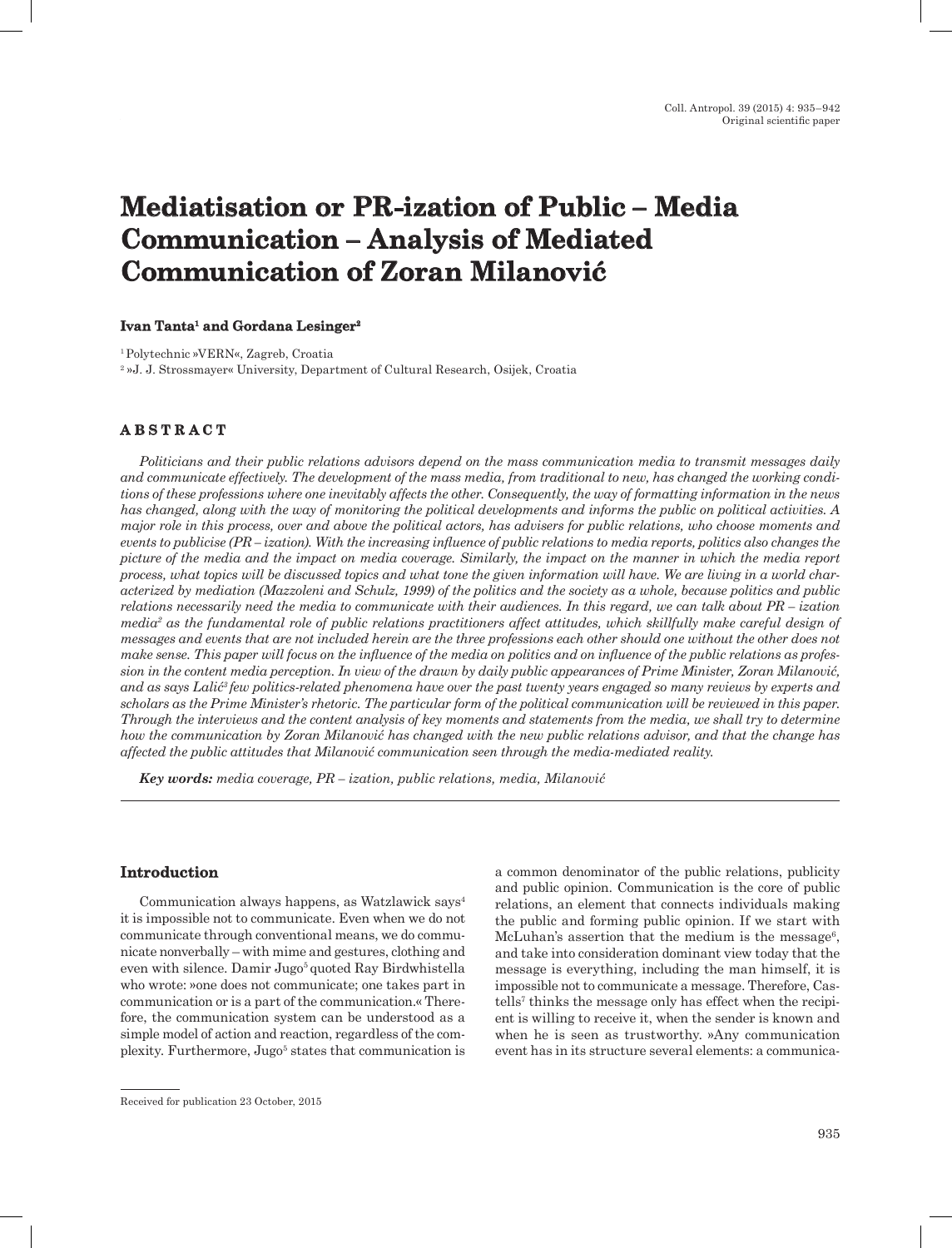Original scientific paper

# Mediatisation or PR-ization of Public – Media Communication – Analysis of Mediated Communication of Zoran Milanović

**Ivan Tanta[1] and Gordana Lesinger[2]**

[1] Polytechnic »VERN«, Zagreb, Croatia
[2] »J. J. Strossmayer« University, Department of Cultural Research, Osijek, Croatia

## ABSTRACT

*Politicians and their public relations advisors depend on the mass communication media to transmit messages daily and communicate effectively. The development of the mass media, from traditional to new, has changed the working conditions of these professions where one inevitably affects the other. Consequently, the way of formatting information in the news has changed, along with the way of monitoring the political developments and informs the public on political activities. A major role in this process, over and above the political actors, has advisers for public relations, who choose moments and events to publicise (PR – ization). With the increasing influence of public relations to media reports, politics also changes the picture of the media and the impact on media coverage. Similarly, the impact on the manner in which the media report process, what topics will be discussed topics and what tone the given information will have. We are living in a world characterized by mediation (Mazzoleni and Schulz, 1999) of the politics and the society as a whole, because politics and public relations necessarily need the media to communicate with their audiences. In this regard, we can talk about PR – ization media[2] as the fundamental role of public relations practitioners affect attitudes, which skillfully make careful design of messages and events that are not included herein are the three professions each other should one without the other does not make sense. This paper will focus on the influence of the media on politics and on influence of the public relations as profession in the content media perception. In view of the drawn by daily public appearances of Prime Minister, Zoran Milanović, and as says Lalić[3] few politics-related phenomena have over the past twenty years engaged so many reviews by experts and scholars as the Prime Minister's rhetoric. The particular form of the political communication will be reviewed in this paper. Through the interviews and the content analysis of key moments and statements from the media, we shall try to determine how the communication by Zoran Milanović has changed with the new public relations advisor, and that the change has affected the public attitudes that Milanović communication seen through the media-mediated reality.*

***Key words:** media coverage, PR – ization, public relations, media, Milanović*

## Introduction

Communication always happens, as Watzlawick says[4] it is impossible not to communicate. Even when we do not communicate through conventional means, we do communicate nonverbally – with mime and gestures, clothing and even with silence. Damir Jugo[5] quoted Ray Birdwhistella who wrote: »one does not communicate; one takes part in communication or is a part of the communication.« Therefore, the communication system can be understood as a simple model of action and reaction, regardless of the complexity. Furthermore, Jugo[5] states that communication is a common denominator of the public relations, publicity and public opinion. Communication is the core of public relations, an element that connects individuals making the public and forming public opinion. If we start with McLuhan's assertion that the medium is the message[6], and take into consideration dominant view today that the message is everything, including the man himself, it is impossible not to communicate a message. Therefore, Castells[7] thinks the message only has effect when the recipient is willing to receive it, when the sender is known and when he is seen as trustworthy. »Any communication event has in its structure several elements: a communica-

Received for publication 23 October, 2015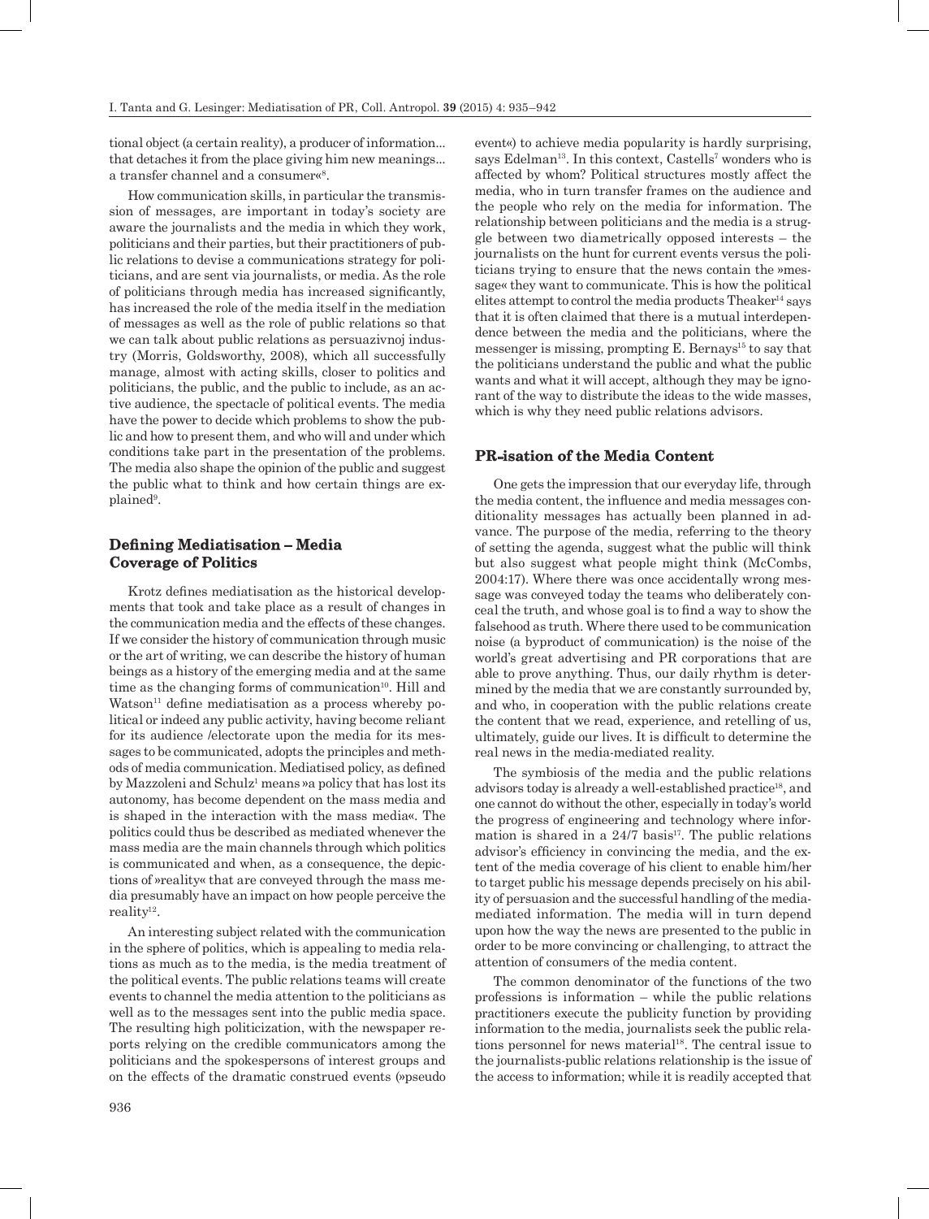tional object (a certain reality), a producer of information... that detaches it from the place giving him new meanings... a transfer channel and a consumer«[8].

How communication skills, in particular the transmission of messages, are important in today's society are aware the journalists and the media in which they work, politicians and their parties, but their practitioners of public relations to devise a communications strategy for politicians, and are sent via journalists, or media. As the role of politicians through media has increased significantly, has increased the role of the media itself in the mediation of messages as well as the role of public relations so that we can talk about public relations as persuazivnoj industry (Morris, Goldsworthy, 2008), which all successfully manage, almost with acting skills, closer to politics and politicians, the public, and the public to include, as an active audience, the spectacle of political events. The media have the power to decide which problems to show the public and how to present them, and who will and under which conditions take part in the presentation of the problems. The media also shape the opinion of the public and suggest the public what to think and how certain things are explained[9].

## Defining Mediatisation – Media Coverage of Politics

Krotz defines mediatisation as the historical developments that took and take place as a result of changes in the communication media and the effects of these changes. If we consider the history of communication through music or the art of writing, we can describe the history of human beings as a history of the emerging media and at the same time as the changing forms of communication[10]. Hill and Watson[11] define mediatisation as a process whereby political or indeed any public activity, having become reliant for its audience /electorate upon the media for its messages to be communicated, adopts the principles and methods of media communication. Mediatised policy, as defined by Mazzoleni and Schulz[1] means »a policy that has lost its autonomy, has become dependent on the mass media and is shaped in the interaction with the mass media«. The politics could thus be described as mediated whenever the mass media are the main channels through which politics is communicated and when, as a consequence, the depictions of »reality« that are conveyed through the mass media presumably have an impact on how people perceive the reality[12].

An interesting subject related with the communication in the sphere of politics, which is appealing to media relations as much as to the media, is the media treatment of the political events. The public relations teams will create events to channel the media attention to the politicians as well as to the messages sent into the public media space. The resulting high politicization, with the newspaper reports relying on the credible communicators among the politicians and the spokespersons of interest groups and on the effects of the dramatic construed events (»pseudo event«) to achieve media popularity is hardly surprising, says Edelman[13]. In this context, Castells[7] wonders who is affected by whom? Political structures mostly affect the media, who in turn transfer frames on the audience and the people who rely on the media for information. The relationship between politicians and the media is a struggle between two diametrically opposed interests – the journalists on the hunt for current events versus the politicians trying to ensure that the news contain the »message« they want to communicate. This is how the political elites attempt to control the media products Theaker[14] says that it is often claimed that there is a mutual interdependence between the media and the politicians, where the messenger is missing, prompting E. Bernays[15] to say that the politicians understand the public and what the public wants and what it will accept, although they may be ignorant of the way to distribute the ideas to the wide masses, which is why they need public relations advisors.

## PR-isation of the Media Content

One gets the impression that our everyday life, through the media content, the influence and media messages conditionality messages has actually been planned in advance. The purpose of the media, referring to the theory of setting the agenda, suggest what the public will think but also suggest what people might think (McCombs, 2004:17). Where there was once accidentally wrong message was conveyed today the teams who deliberately conceal the truth, and whose goal is to find a way to show the falsehood as truth. Where there used to be communication noise (a byproduct of communication) is the noise of the world's great advertising and PR corporations that are able to prove anything. Thus, our daily rhythm is determined by the media that we are constantly surrounded by, and who, in cooperation with the public relations create the content that we read, experience, and retelling of us, ultimately, guide our lives. It is difficult to determine the real news in the media-mediated reality.

The symbiosis of the media and the public relations advisors today is already a well-established practice[18], and one cannot do without the other, especially in today's world the progress of engineering and technology where information is shared in a 24/7 basis[17]. The public relations advisor's efficiency in convincing the media, and the extent of the media coverage of his client to enable him/her to target public his message depends precisely on his ability of persuasion and the successful handling of the media-mediated information. The media will in turn depend upon how the way the news are presented to the public in order to be more convincing or challenging, to attract the attention of consumers of the media content.

The common denominator of the functions of the two professions is information – while the public relations practitioners execute the publicity function by providing information to the media, journalists seek the public relations personnel for news material[18]. The central issue to the journalists-public relations relationship is the issue of the access to information; while it is readily accepted that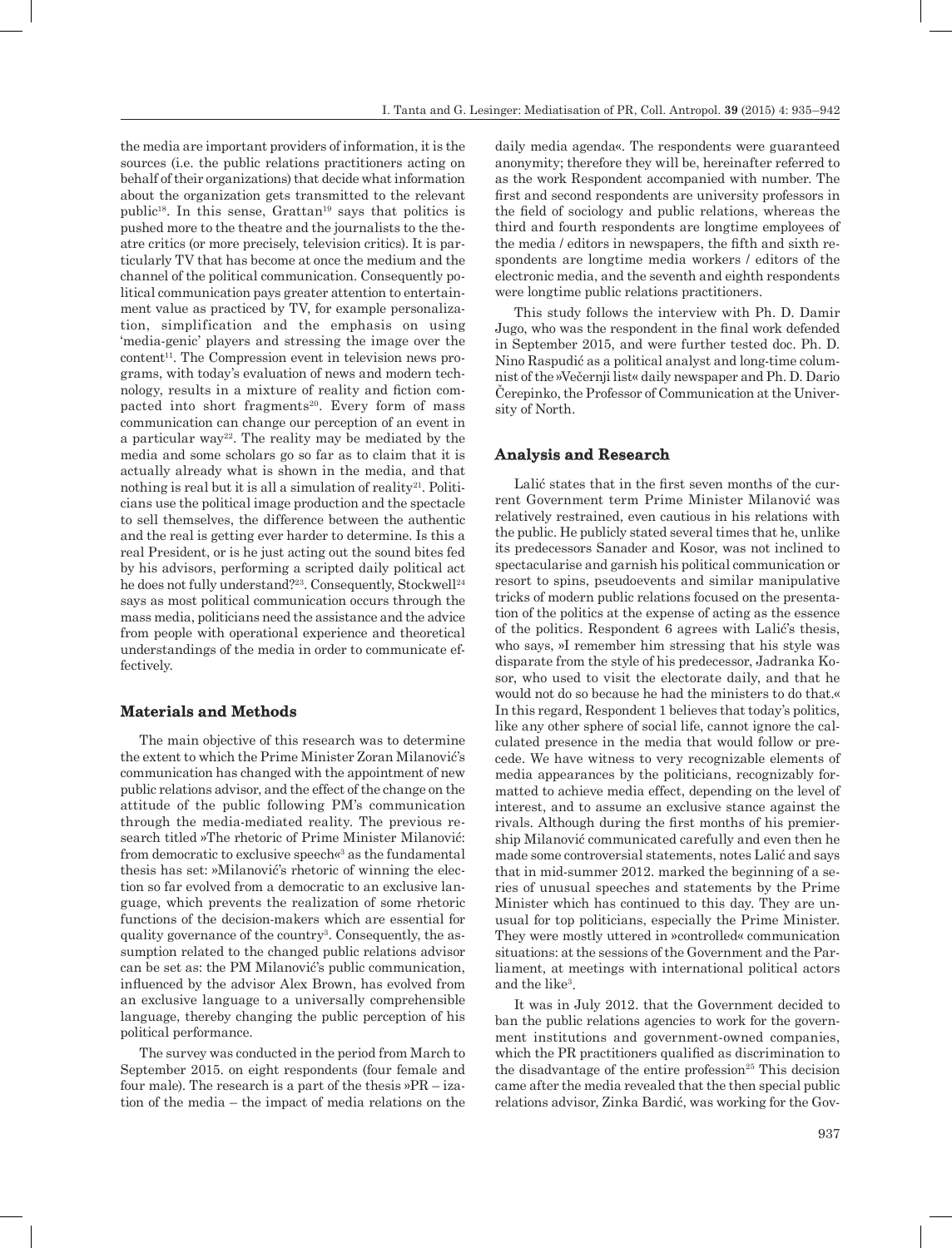the media are important providers of information, it is the sources (i.e. the public relations practitioners acting on behalf of their organizations) that decide what information about the organization gets transmitted to the relevant public[18]. In this sense, Grattan[19] says that politics is pushed more to the theatre and the journalists to the theatre critics (or more precisely, television critics). It is particularly TV that has become at once the medium and the channel of the political communication. Consequently political communication pays greater attention to entertainment value as practiced by TV, for example personalization, simplification and the emphasis on using 'media-genic' players and stressing the image over the content[11]. The Compression event in television news programs, with today's evaluation of news and modern technology, results in a mixture of reality and fiction compacted into short fragments[20]. Every form of mass communication can change our perception of an event in a particular way[22]. The reality may be mediated by the media and some scholars go so far as to claim that it is actually already what is shown in the media, and that nothing is real but it is all a simulation of reality[21]. Politicians use the political image production and the spectacle to sell themselves, the difference between the authentic and the real is getting ever harder to determine. Is this a real President, or is he just acting out the sound bites fed by his advisors, performing a scripted daily political act he does not fully understand?[23]. Consequently, Stockwell[24] says as most political communication occurs through the mass media, politicians need the assistance and the advice from people with operational experience and theoretical understandings of the media in order to communicate effectively.

## Materials and Methods

The main objective of this research was to determine the extent to which the Prime Minister Zoran Milanović's communication has changed with the appointment of new public relations advisor, and the effect of the change on the attitude of the public following PM's communication through the media-mediated reality. The previous research titled »The rhetoric of Prime Minister Milanović: from democratic to exclusive speech«[3] as the fundamental thesis has set: »Milanović's rhetoric of winning the election so far evolved from a democratic to an exclusive language, which prevents the realization of some rhetoric functions of the decision-makers which are essential for quality governance of the country[3]. Consequently, the assumption related to the changed public relations advisor can be set as: the PM Milanović's public communication, influenced by the advisor Alex Brown, has evolved from an exclusive language to a universally comprehensible language, thereby changing the public perception of his political performance.

The survey was conducted in the period from March to September 2015. on eight respondents (four female and four male). The research is a part of the thesis »PR – ization of the media – the impact of media relations on the daily media agenda«. The respondents were guaranteed anonymity; therefore they will be, hereinafter referred to as the work Respondent accompanied with number. The first and second respondents are university professors in the field of sociology and public relations, whereas the third and fourth respondents are longtime employees of the media / editors in newspapers, the fifth and sixth respondents are longtime media workers / editors of the electronic media, and the seventh and eighth respondents were longtime public relations practitioners.

This study follows the interview with Ph. D. Damir Jugo, who was the respondent in the final work defended in September 2015, and were further tested doc. Ph. D. Nino Raspudić as a political analyst and long-time columnist of the »Večernji list« daily newspaper and Ph. D. Dario Čerepinko, the Professor of Communication at the University of North.

## Analysis and Research

Lalić states that in the first seven months of the current Government term Prime Minister Milanović was relatively restrained, even cautious in his relations with the public. He publicly stated several times that he, unlike its predecessors Sanader and Kosor, was not inclined to spectacularise and garnish his political communication or resort to spins, pseudoevents and similar manipulative tricks of modern public relations focused on the presentation of the politics at the expense of acting as the essence of the politics. Respondent 6 agrees with Lalić's thesis, who says, »I remember him stressing that his style was disparate from the style of his predecessor, Jadranka Kosor, who used to visit the electorate daily, and that he would not do so because he had the ministers to do that.« In this regard, Respondent 1 believes that today's politics, like any other sphere of social life, cannot ignore the calculated presence in the media that would follow or precede. We have witness to very recognizable elements of media appearances by the politicians, recognizably formatted to achieve media effect, depending on the level of interest, and to assume an exclusive stance against the rivals. Although during the first months of his premiership Milanović communicated carefully and even then he made some controversial statements, notes Lalić and says that in mid-summer 2012. marked the beginning of a series of unusual speeches and statements by the Prime Minister which has continued to this day. They are unusual for top politicians, especially the Prime Minister. They were mostly uttered in »controlled« communication situations: at the sessions of the Government and the Parliament, at meetings with international political actors and the like[3].

It was in July 2012. that the Government decided to ban the public relations agencies to work for the government institutions and government-owned companies, which the PR practitioners qualified as discrimination to the disadvantage of the entire profession[25] This decision came after the media revealed that the then special public relations advisor, Zinka Bardić, was working for the Gov-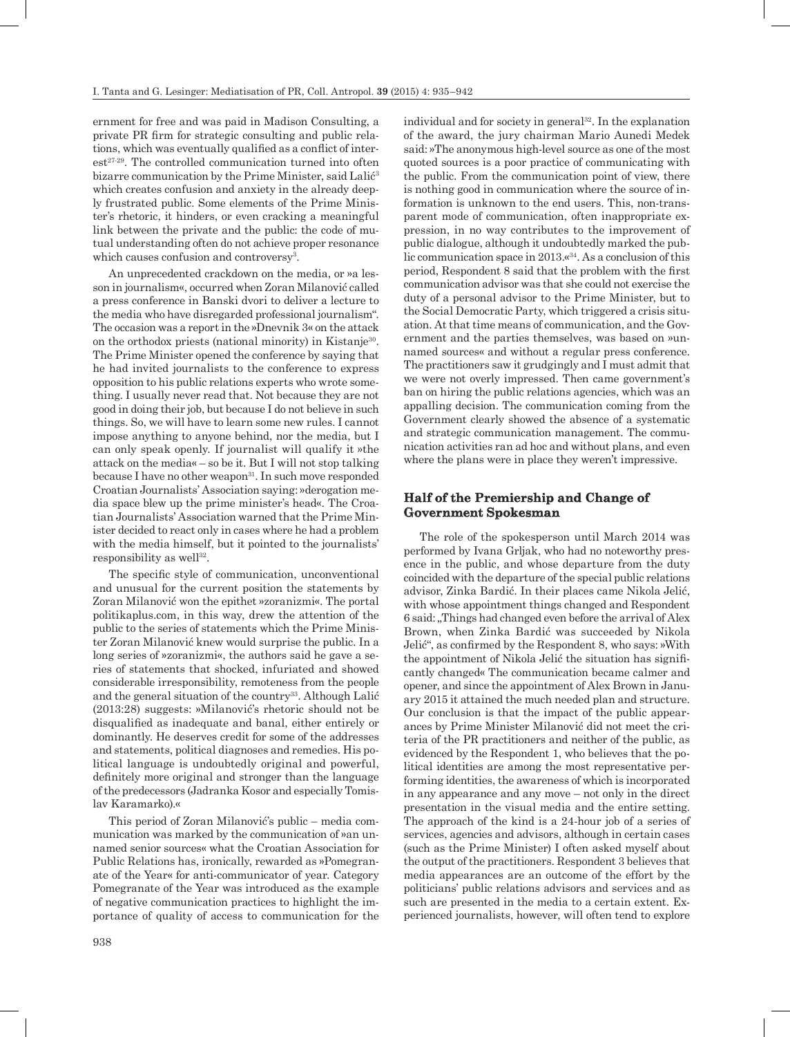ernment for free and was paid in Madison Consulting, a private PR firm for strategic consulting and public relations, which was eventually qualified as a conflict of interest[27-29]. The controlled communication turned into often bizarre communication by the Prime Minister, said Lalić[3] which creates confusion and anxiety in the already deeply frustrated public. Some elements of the Prime Minister's rhetoric, it hinders, or even cracking a meaningful link between the private and the public: the code of mutual understanding often do not achieve proper resonance which causes confusion and controversy[3].

An unprecedented crackdown on the media, or »a lesson in journalism«, occurred when Zoran Milanović called a press conference in Banski dvori to deliver a lecture to the media who have disregarded professional journalism". The occasion was a report in the »Dnevnik 3« on the attack on the orthodox priests (national minority) in Kistanje[30]. The Prime Minister opened the conference by saying that he had invited journalists to the conference to express opposition to his public relations experts who wrote something. I usually never read that. Not because they are not good in doing their job, but because I do not believe in such things. So, we will have to learn some new rules. I cannot impose anything to anyone behind, nor the media, but I can only speak openly. If journalist will qualify it »the attack on the media« – so be it. But I will not stop talking because I have no other weapon[31]. In such move responded Croatian Journalists' Association saying: »derogation media space blew up the prime minister's head«. The Croatian Journalists' Association warned that the Prime Minister decided to react only in cases where he had a problem with the media himself, but it pointed to the journalists' responsibility as well[32].

The specific style of communication, unconventional and unusual for the current position the statements by Zoran Milanović won the epithet »zoranizmi«. The portal politikaplus.com, in this way, drew the attention of the public to the series of statements which the Prime Minister Zoran Milanović knew would surprise the public. In a long series of »zoranizmi«, the authors said he gave a series of statements that shocked, infuriated and showed considerable irresponsibility, remoteness from the people and the general situation of the country[33]. Although Lalić (2013:28) suggests: »Milanović's rhetoric should not be disqualified as inadequate and banal, either entirely or dominantly. He deserves credit for some of the addresses and statements, political diagnoses and remedies. His political language is undoubtedly original and powerful, definitely more original and stronger than the language of the predecessors (Jadranka Kosor and especially Tomislav Karamarko).«

This period of Zoran Milanović's public – media communication was marked by the communication of »an unnamed senior sources« what the Croatian Association for Public Relations has, ironically, rewarded as »Pomegranate of the Year« for anti-communicator of year. Category Pomegranate of the Year was introduced as the example of negative communication practices to highlight the importance of quality of access to communication for the individual and for society in general[32]. In the explanation of the award, the jury chairman Mario Aunedi Medek said: »The anonymous high-level source as one of the most quoted sources is a poor practice of communicating with the public. From the communication point of view, there is nothing good in communication where the source of information is unknown to the end users. This, non-transparent mode of communication, often inappropriate expression, in no way contributes to the improvement of public dialogue, although it undoubtedly marked the public communication space in 2013.«[34]. As a conclusion of this period, Respondent 8 said that the problem with the first communication advisor was that she could not exercise the duty of a personal advisor to the Prime Minister, but to the Social Democratic Party, which triggered a crisis situation. At that time means of communication, and the Government and the parties themselves, was based on »unnamed sources« and without a regular press conference. The practitioners saw it grudgingly and I must admit that we were not overly impressed. Then came government's ban on hiring the public relations agencies, which was an appalling decision. The communication coming from the Government clearly showed the absence of a systematic and strategic communication management. The communication activities ran ad hoc and without plans, and even where the plans were in place they weren't impressive.

## Half of the Premiership and Change of Government Spokesman

The role of the spokesperson until March 2014 was performed by Ivana Grljak, who had no noteworthy presence in the public, and whose departure from the duty coincided with the departure of the special public relations advisor, Zinka Bardić. In their places came Nikola Jelić, with whose appointment things changed and Respondent 6 said: „Things had changed even before the arrival of Alex Brown, when Zinka Bardić was succeeded by Nikola Jelić", as confirmed by the Respondent 8, who says: »With the appointment of Nikola Jelić the situation has significantly changed« The communication became calmer and opener, and since the appointment of Alex Brown in January 2015 it attained the much needed plan and structure. Our conclusion is that the impact of the public appearances by Prime Minister Milanović did not meet the criteria of the PR practitioners and neither of the public, as evidenced by the Respondent 1, who believes that the political identities are among the most representative performing identities, the awareness of which is incorporated in any appearance and any move – not only in the direct presentation in the visual media and the entire setting. The approach of the kind is a 24-hour job of a series of services, agencies and advisors, although in certain cases (such as the Prime Minister) I often asked myself about the output of the practitioners. Respondent 3 believes that media appearances are an outcome of the effort by the politicians' public relations advisors and services and as such are presented in the media to a certain extent. Experienced journalists, however, will often tend to explore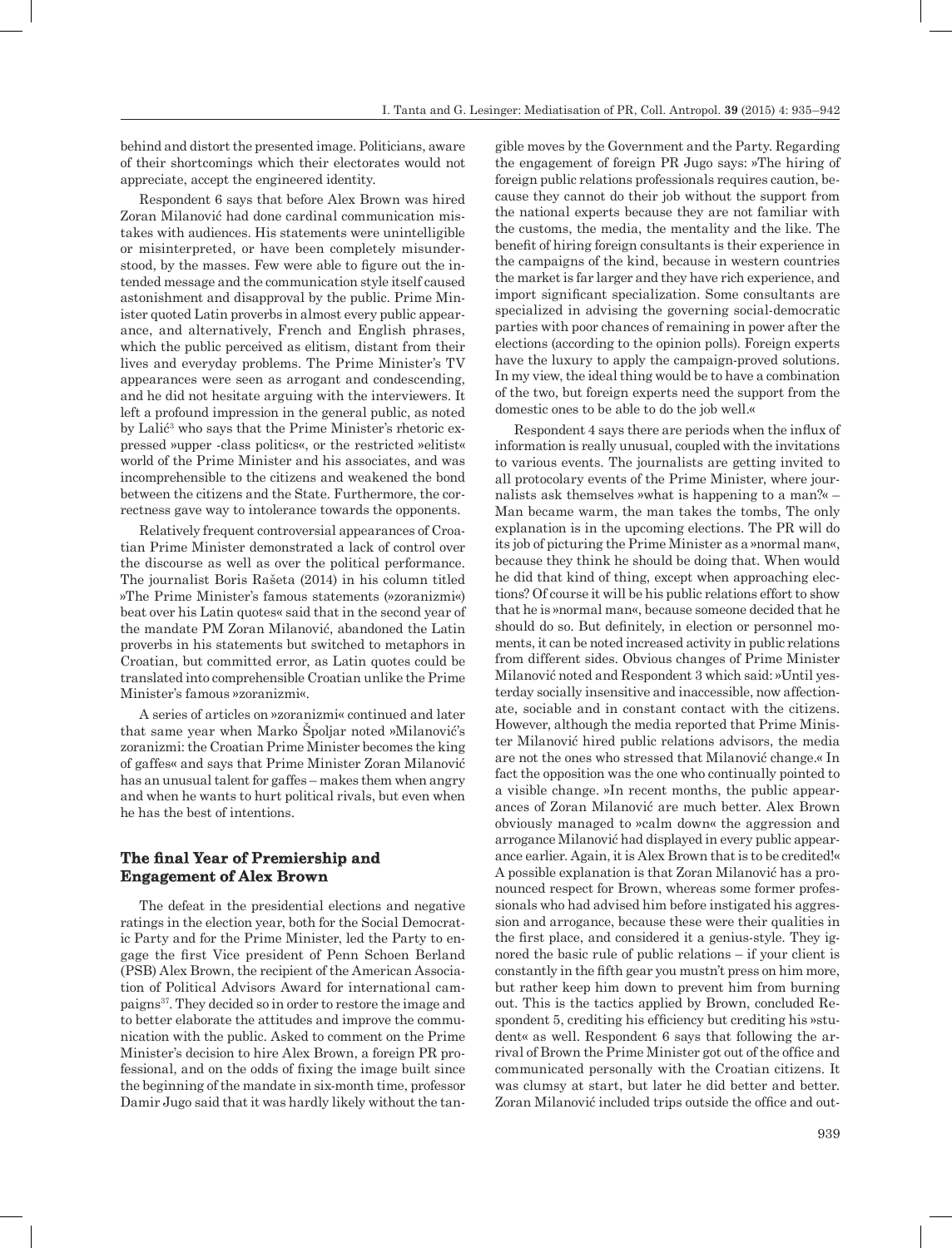behind and distort the presented image. Politicians, aware of their shortcomings which their electorates would not appreciate, accept the engineered identity.

Respondent 6 says that before Alex Brown was hired Zoran Milanović had done cardinal communication mistakes with audiences. His statements were unintelligible or misinterpreted, or have been completely misunderstood, by the masses. Few were able to figure out the intended message and the communication style itself caused astonishment and disapproval by the public. Prime Minister quoted Latin proverbs in almost every public appearance, and alternatively, French and English phrases, which the public perceived as elitism, distant from their lives and everyday problems. The Prime Minister's TV appearances were seen as arrogant and condescending, and he did not hesitate arguing with the interviewers. It left a profound impression in the general public, as noted by Lalić[3] who says that the Prime Minister's rhetoric expressed »upper -class politics«, or the restricted »elitist« world of the Prime Minister and his associates, and was incomprehensible to the citizens and weakened the bond between the citizens and the State. Furthermore, the correctness gave way to intolerance towards the opponents.

Relatively frequent controversial appearances of Croatian Prime Minister demonstrated a lack of control over the discourse as well as over the political performance. The journalist Boris Rašeta (2014) in his column titled »The Prime Minister's famous statements (»zoranizmi«) beat over his Latin quotes« said that in the second year of the mandate PM Zoran Milanović, abandoned the Latin proverbs in his statements but switched to metaphors in Croatian, but committed error, as Latin quotes could be translated into comprehensible Croatian unlike the Prime Minister's famous »zoranizmi«.

A series of articles on »zoranizmi« continued and later that same year when Marko Špoljar noted »Milanović's zoranizmi: the Croatian Prime Minister becomes the king of gaffes« and says that Prime Minister Zoran Milanović has an unusual talent for gaffes – makes them when angry and when he wants to hurt political rivals, but even when he has the best of intentions.

## The final Year of Premiership and Engagement of Alex Brown

The defeat in the presidential elections and negative ratings in the election year, both for the Social Democratic Party and for the Prime Minister, led the Party to engage the first Vice president of Penn Schoen Berland (PSB) Alex Brown, the recipient of the American Association of Political Advisors Award for international campaigns[37]. They decided so in order to restore the image and to better elaborate the attitudes and improve the communication with the public. Asked to comment on the Prime Minister's decision to hire Alex Brown, a foreign PR professional, and on the odds of fixing the image built since the beginning of the mandate in six-month time, professor Damir Jugo said that it was hardly likely without the tangible moves by the Government and the Party. Regarding the engagement of foreign PR Jugo says: »The hiring of foreign public relations professionals requires caution, because they cannot do their job without the support from the national experts because they are not familiar with the customs, the media, the mentality and the like. The benefit of hiring foreign consultants is their experience in the campaigns of the kind, because in western countries the market is far larger and they have rich experience, and import significant specialization. Some consultants are specialized in advising the governing social-democratic parties with poor chances of remaining in power after the elections (according to the opinion polls). Foreign experts have the luxury to apply the campaign-proved solutions. In my view, the ideal thing would be to have a combination of the two, but foreign experts need the support from the domestic ones to be able to do the job well.«

Respondent 4 says there are periods when the influx of information is really unusual, coupled with the invitations to various events. The journalists are getting invited to all protocolary events of the Prime Minister, where journalists ask themselves »what is happening to a man?« – Man became warm, the man takes the tombs, The only explanation is in the upcoming elections. The PR will do its job of picturing the Prime Minister as a »normal man«, because they think he should be doing that. When would he did that kind of thing, except when approaching elections? Of course it will be his public relations effort to show that he is »normal man«, because someone decided that he should do so. But definitely, in election or personnel moments, it can be noted increased activity in public relations from different sides. Obvious changes of Prime Minister Milanović noted and Respondent 3 which said: »Until yesterday socially insensitive and inaccessible, now affectionate, sociable and in constant contact with the citizens. However, although the media reported that Prime Minister Milanović hired public relations advisors, the media are not the ones who stressed that Milanović change.« In fact the opposition was the one who continually pointed to a visible change. »In recent months, the public appearances of Zoran Milanović are much better. Alex Brown obviously managed to »calm down« the aggression and arrogance Milanović had displayed in every public appearance earlier. Again, it is Alex Brown that is to be credited!« A possible explanation is that Zoran Milanović has a pronounced respect for Brown, whereas some former professionals who had advised him before instigated his aggression and arrogance, because these were their qualities in the first place, and considered it a genius-style. They ignored the basic rule of public relations – if your client is constantly in the fifth gear you mustn't press on him more, but rather keep him down to prevent him from burning out. This is the tactics applied by Brown, concluded Respondent 5, crediting his efficiency but crediting his »student« as well. Respondent 6 says that following the arrival of Brown the Prime Minister got out of the office and communicated personally with the Croatian citizens. It was clumsy at start, but later he did better and better. Zoran Milanović included trips outside the office and out-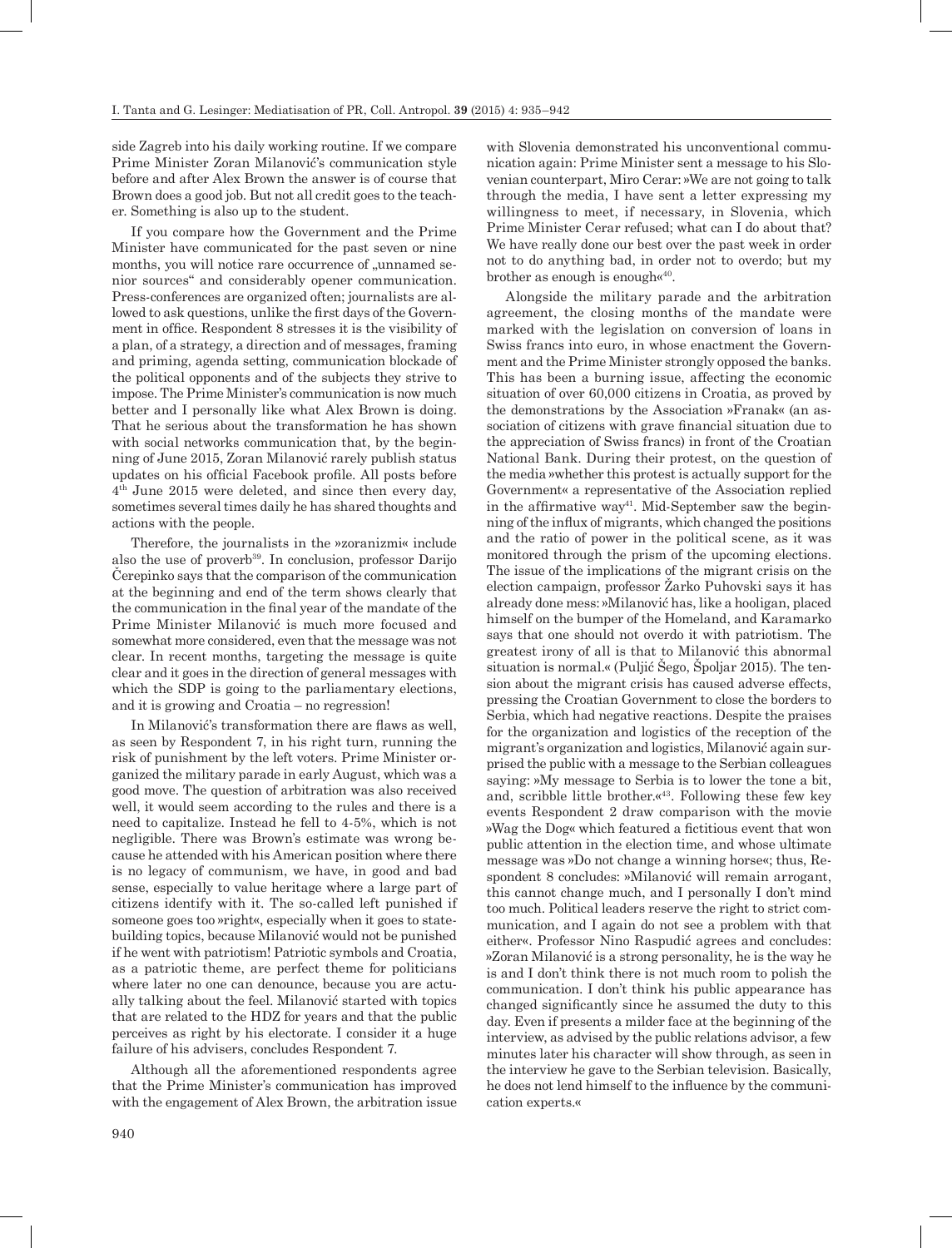side Zagreb into his daily working routine. If we compare Prime Minister Zoran Milanović's communication style before and after Alex Brown the answer is of course that Brown does a good job. But not all credit goes to the teacher. Something is also up to the student.

If you compare how the Government and the Prime Minister have communicated for the past seven or nine months, you will notice rare occurrence of „unnamed senior sources" and considerably opener communication. Press-conferences are organized often; journalists are allowed to ask questions, unlike the first days of the Government in office. Respondent 8 stresses it is the visibility of a plan, of a strategy, a direction and of messages, framing and priming, agenda setting, communication blockade of the political opponents and of the subjects they strive to impose. The Prime Minister's communication is now much better and I personally like what Alex Brown is doing. That he serious about the transformation he has shown with social networks communication that, by the beginning of June 2015, Zoran Milanović rarely publish status updates on his official Facebook profile. All posts before 4th June 2015 were deleted, and since then every day, sometimes several times daily he has shared thoughts and actions with the people.

Therefore, the journalists in the »zoranizmi« include also the use of proverb[39]. In conclusion, professor Darijo Čerepinko says that the comparison of the communication at the beginning and end of the term shows clearly that the communication in the final year of the mandate of the Prime Minister Milanović is much more focused and somewhat more considered, even that the message was not clear. In recent months, targeting the message is quite clear and it goes in the direction of general messages with which the SDP is going to the parliamentary elections, and it is growing and Croatia – no regression!

In Milanović's transformation there are flaws as well, as seen by Respondent 7, in his right turn, running the risk of punishment by the left voters. Prime Minister organized the military parade in early August, which was a good move. The question of arbitration was also received well, it would seem according to the rules and there is a need to capitalize. Instead he fell to 4-5%, which is not negligible. There was Brown's estimate was wrong because he attended with his American position where there is no legacy of communism, we have, in good and bad sense, especially to value heritage where a large part of citizens identify with it. The so-called left punished if someone goes too »right«, especially when it goes to state-building topics, because Milanović would not be punished if he went with patriotism! Patriotic symbols and Croatia, as a patriotic theme, are perfect theme for politicians where later no one can denounce, because you are actually talking about the feel. Milanović started with topics that are related to the HDZ for years and that the public perceives as right by his electorate. I consider it a huge failure of his advisers, concludes Respondent 7.

Although all the aforementioned respondents agree that the Prime Minister's communication has improved with the engagement of Alex Brown, the arbitration issue with Slovenia demonstrated his unconventional communication again: Prime Minister sent a message to his Slovenian counterpart, Miro Cerar: »We are not going to talk through the media, I have sent a letter expressing my willingness to meet, if necessary, in Slovenia, which Prime Minister Cerar refused; what can I do about that? We have really done our best over the past week in order not to do anything bad, in order not to overdo; but my brother as enough is enough«[40].

Alongside the military parade and the arbitration agreement, the closing months of the mandate were marked with the legislation on conversion of loans in Swiss francs into euro, in whose enactment the Government and the Prime Minister strongly opposed the banks. This has been a burning issue, affecting the economic situation of over 60,000 citizens in Croatia, as proved by the demonstrations by the Association »Franak« (an association of citizens with grave financial situation due to the appreciation of Swiss francs) in front of the Croatian National Bank. During their protest, on the question of the media »whether this protest is actually support for the Government« a representative of the Association replied in the affirmative way[41]. Mid-September saw the beginning of the influx of migrants, which changed the positions and the ratio of power in the political scene, as it was monitored through the prism of the upcoming elections. The issue of the implications of the migrant crisis on the election campaign, professor Žarko Puhovski says it has already done mess: »Milanović has, like a hooligan, placed himself on the bumper of the Homeland, and Karamarko says that one should not overdo it with patriotism. The greatest irony of all is that to Milanović this abnormal situation is normal.« (Puljić Šego, Špoljar 2015). The tension about the migrant crisis has caused adverse effects, pressing the Croatian Government to close the borders to Serbia, which had negative reactions. Despite the praises for the organization and logistics of the reception of the migrant's organization and logistics, Milanović again surprised the public with a message to the Serbian colleagues saying: »My message to Serbia is to lower the tone a bit, and, scribble little brother.«[43]. Following these few key events Respondent 2 draw comparison with the movie »Wag the Dog« which featured a fictitious event that won public attention in the election time, and whose ultimate message was »Do not change a winning horse«; thus, Respondent 8 concludes: »Milanović will remain arrogant, this cannot change much, and I personally I don't mind too much. Political leaders reserve the right to strict communication, and I again do not see a problem with that either«. Professor Nino Raspudić agrees and concludes: »Zoran Milanović is a strong personality, he is the way he is and I don't think there is not much room to polish the communication. I don't think his public appearance has changed significantly since he assumed the duty to this day. Even if presents a milder face at the beginning of the interview, as advised by the public relations advisor, a few minutes later his character will show through, as seen in the interview he gave to the Serbian television. Basically, he does not lend himself to the influence by the communication experts.«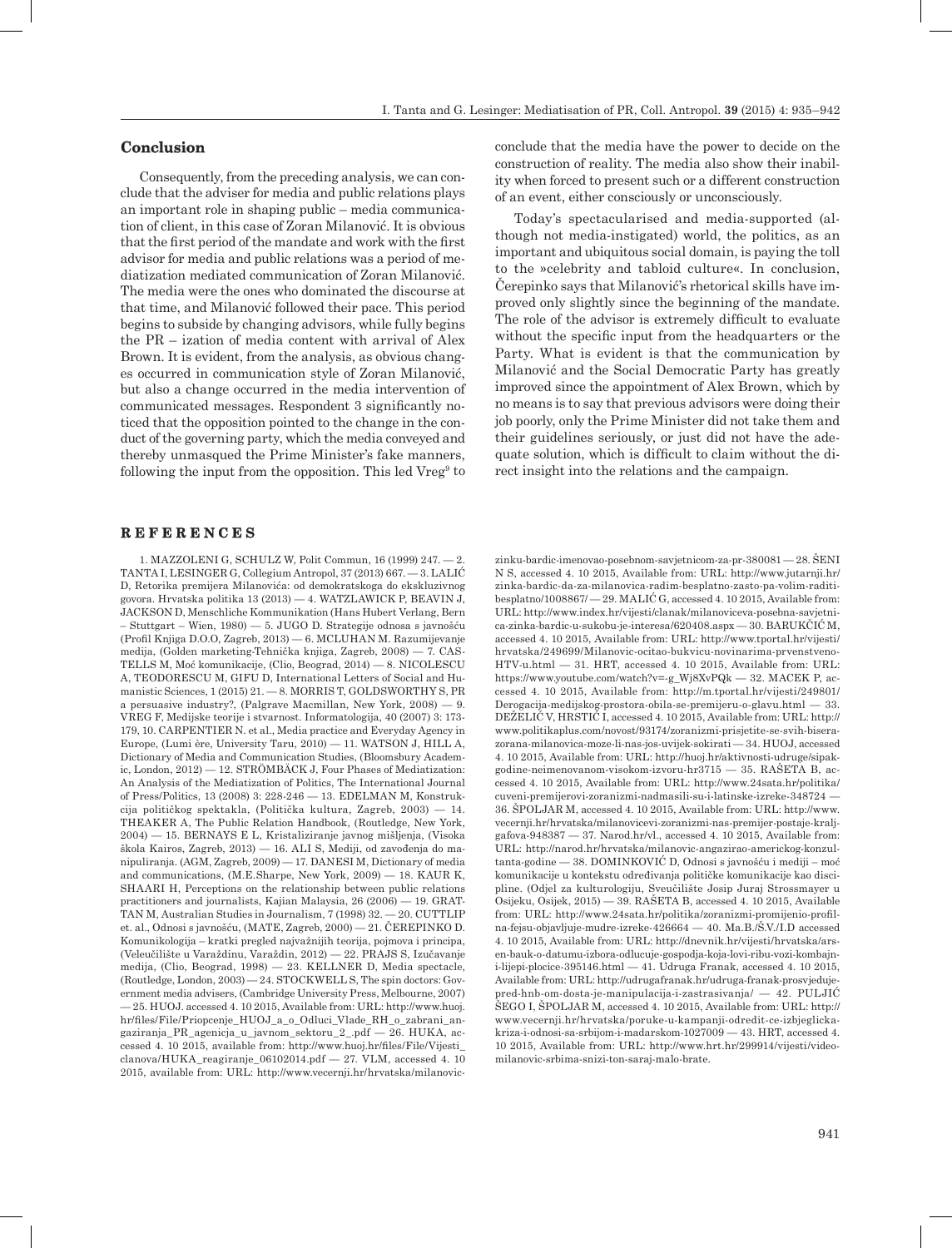## Conclusion

Consequently, from the preceding analysis, we can conclude that the adviser for media and public relations plays an important role in shaping public – media communication of client, in this case of Zoran Milanović. It is obvious that the first period of the mandate and work with the first advisor for media and public relations was a period of mediatization mediated communication of Zoran Milanović. The media were the ones who dominated the discourse at that time, and Milanović followed their pace. This period begins to subside by changing advisors, while fully begins the PR – ization of media content with arrival of Alex Brown. It is evident, from the analysis, as obvious changes occurred in communication style of Zoran Milanović, but also a change occurred in the media intervention of communicated messages. Respondent 3 significantly noticed that the opposition pointed to the change in the conduct of the governing party, which the media conveyed and thereby unmasqued the Prime Minister's fake manners, following the input from the opposition. This led Vreg[9] to conclude that the media have the power to decide on the construction of reality. The media also show their inability when forced to present such or a different construction of an event, either consciously or unconsciously.

Today's spectacularised and media-supported (although not media-instigated) world, the politics, as an important and ubiquitous social domain, is paying the toll to the »celebrity and tabloid culture«. In conclusion, Čerepinko says that Milanović's rhetorical skills have improved only slightly since the beginning of the mandate. The role of the advisor is extremely difficult to evaluate without the specific input from the headquarters or the Party. What is evident is that the communication by Milanović and the Social Democratic Party has greatly improved since the appointment of Alex Brown, which by no means is to say that previous advisors were doing their job poorly, only the Prime Minister did not take them and their guidelines seriously, or just did not have the adequate solution, which is difficult to claim without the direct insight into the relations and the campaign.

## REFERENCES

1. MAZZOLENI G, SCHULZ W, Polit Commun, 16 (1999) 247. — 2. TANTA I, LESINGER G, Collegium Antropol, 37 (2013) 667. — 3. LALIĆ D, Retorika premijera Milanovića: od demokratskoga do ekskluzivnog govora. Hrvatska politika 13 (2013) — 4. WATZLAWICK P, BEAVIN J, JACKSON D, Menschliche Kommunikation (Hans Hubert Verlang, Bern – Stuttgart – Wien, 1980) — 5. JUGO D. Strategije odnosa s javnošću (Profil Knjiga D.O.O, Zagreb, 2013) — 6. MCLUHAN M. Razumijevanje medija, (Golden marketing-Tehnička knjiga, Zagreb, 2008) — 7. CASTELLS M, Moć komunikacije, (Clio, Beograd, 2014) — 8. NICOLESCU A, TEODORESCU M, GIFU D, International Letters of Social and Humanistic Sciences, 1 (2015) 21. — 8. MORRIS T, GOLDSWORTHY S, PR a persuasive industry?, (Palgrave Macmillan, New York, 2008) — 9. VREG F, Medijske teorije i stvarnost. Informatologija, 40 (2007) 3: 173-179, 10. CARPENTIER N. et al., Media practice and Everyday Agency in Europe, (Lumi ère, University Taru, 2010) — 11. WATSON J, HILL A, Dictionary of Media and Communication Studies, (Bloomsbury Academic, London, 2012) — 12. STRÖMBÄCK J, Four Phases of Mediatization: An Analysis of the Mediatization of Politics, The International Journal of Press/Politics, 13 (2008) 3: 228-246 — 13. EDELMAN M, Konstrukcija političkog spektakla, (Politička kultura, Zagreb, 2003) — 14. THEAKER A, The Public Relation Handbook, (Routledge, New York, 2004) — 15. BERNAYS E L, Kristaliziranje javnog mišljenja, (Visoka škola Kairos, Zagreb, 2013) — 16. ALI S, Mediji, od zavođenja do manipuliranja. (AGM, Zagreb, 2009) — 17. DANESI M, Dictionary of media and communications, (M.E.Sharpe, New York, 2009) — 18. KAUR K, SHAARI H, Perceptions on the relationship between public relations practitioners and journalists, Kajian Malaysia, 26 (2006) — 19. GRATTAN M, Australian Studies in Journalism, 7 (1998) 32. — 20. CUTTLIP et. al., Odnosi s javnošću, (MATE, Zagreb, 2000) — 21. ČEREPINKO D. Komunikologija – kratki pregled najvažnijih teorija, pojmova i principa, (Veleučilište u Varaždinu, Varaždin, 2012) — 22. PRAJS S, Izučavanje medija, (Clio, Beograd, 1998) — 23. KELLNER D, Media spectacle, (Routledge, London, 2003) — 24. STOCKWELL S, The spin doctors: Government media advisers, (Cambridge University Press, Melbourne, 2007) — 25. HUOJ. accessed 4. 10 2015, Available from: URL: http://www.huoj.hr/files/File/Priopcenje_HUOJ_a_o_Odluci_Vlade_RH_o_zabrani_angaziranja_PR_agencija_u_javnom_sektoru_2_.pdf — 26. HUKA, accessed 4. 10 2015, available from: http://www.huoj.hr/files/File/Vijesti_clanova/HUKA_reagiranje_06102014.pdf — 27. VLM, accessed 4. 10 2015, available from: URL: http://www.vecernji.hr/hrvatska/milanovic-zinku-bardic-imenovao-posebnom-savjetnicom-za-pr-380081 — 28. ŠENI N S, accessed 4. 10 2015, Available from: URL: http://www.jutarnji.hr/zinka-bardic-da-za-milanovica-radim-besplatno-zasto-pa-volim-raditi-besplatno/1008867/ — 29. MALIĆ G, accessed 4. 10 2015, Available from: URL: http://www.index.hr/vijesti/clanak/milanoviceva-posebna-savjetnica-zinka-bardic-u-sukobu-je-interesa/620408.aspx — 30. BARUKČIĆ M, accessed 4. 10 2015, Available from: URL: http://www.tportal.hr/vijesti/hrvatska/249699/Milanovic-ocitao-bukvicu-novinarima-prvenstveno-HTV-u.html — 31. HRT, accessed 4. 10 2015, Available from: URL: https://www.youtube.com/watch?v=-g_Wj8XvPQk — 32. MACEK P, accessed 4. 10 2015, Available from: http://m.tportal.hr/vijesti/249801/Derogacija-medijskog-prostora-obila-se-premijeru-o-glavu.html — 33. DEŽELIĆ V, HRSTIĆ I, accessed 4. 10 2015, Available from: URL: http://www.politikaplus.com/novost/93174/zoranizmi-prisjetite-se-svih-bisera-zorana-milanovica-moze-li-nas-jos-uvijek-sokirati — 34. HUOJ, accessed 4. 10 2015, Available from: URL: http://huoj.hr/aktivnosti-udruge/sipak-godine-neimenovanom-visokom-izvoru-hr3715 — 35. RAŠETA B, accessed 4. 10 2015, Available from: URL: http://www.24sata.hr/politika/cuveni-premijerovi-zoranizmi-nadmasili-su-i-latinske-izreke-348724 — 36. ŠPOLJAR M, accessed 4. 10 2015, Available from: URL: http://www.vecernji.hr/hrvatska/milanovicevi-zoranizmi-nas-premijer-postaje-kralj-gafova-948387 — 37. Narod.hr/vl., accessed 4. 10 2015, Available from: URL: http://narod.hr/hrvatska/milanovic-angazirao-americkog-konzultanta-godine — 38. DOMINKOVIĆ D, Odnosi s javnošću i mediji – moć komunikacije u kontekstu određivanja političke komunikacije kao discipline. (Odjel za kulturologiju, Sveučilište Josip Juraj Strossmayer u Osijeku, Osijek, 2015) — 39. RAŠETA B, accessed 4. 10 2015, Available from: URL: http://www.24sata.hr/politika/zoranizmi-promijenio-profilna-fejsu-objavljuje-mudre-izreke-426664 — 40. Ma.B./Š.V./I.D accessed 4. 10 2015, Available from: URL: http://dnevnik.hr/vijesti/hrvatska/arsen-bauk-o-datumu-izbora-odlucuje-gospodja-koja-lovi-ribu-vozi-kombajn-i-lijepi-plocice-395146.html — 41. Udruga Franak, accessed 4. 10 2015, Available from: URL: http://udrugafranak.hr/udruga-franak-prosvjeduje-pred-hnb-om-dosta-je-manipulacija-i-zastrasivanja/ — 42. PULJIĆ ŠEGO I, ŠPOLJAR M, accessed 4. 10 2015, Available from: URL: http://www.vecernji.hr/hrvatska/poruke-u-kampanji-odredit-ce-izbjeglicka-kriza-i-odnosi-sa-srbijom-i-madarskom-1027009 — 43. HRT, accessed 4. 10 2015, Available from: URL: http://www.hrt.hr/299914/vijesti/video-milanovic-srbima-snizi-ton-saraj-malo-brate.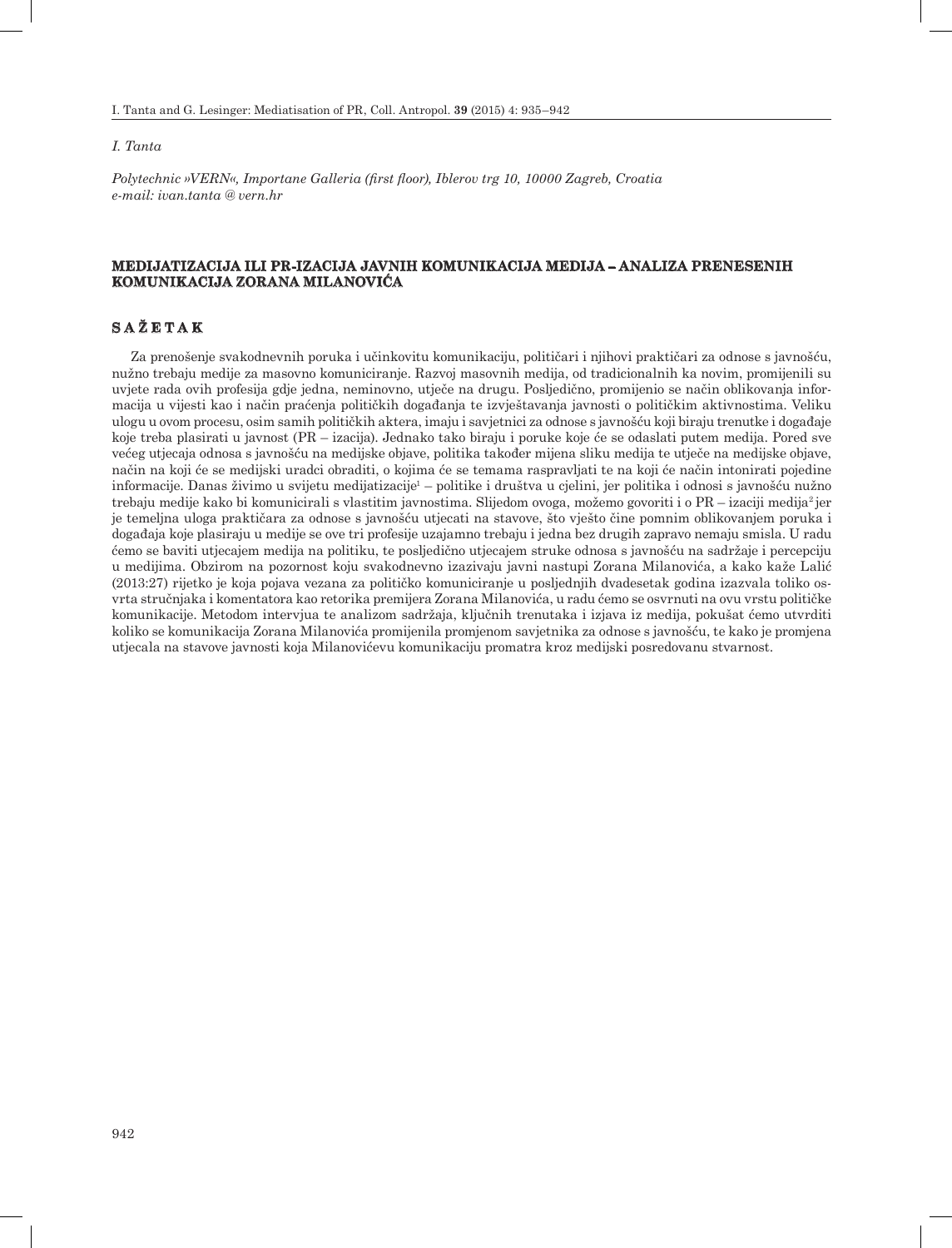*I. Tanta*

*Polytechnic »VERN«, Importane Galleria (first floor), Iblerov trg 10, 10000 Zagreb, Croatia*
*e-mail: ivan.tanta @ vern.hr*

## MEDIJATIZACIJA ILI PR-IZACIJA JAVNIH KOMUNIKACIJA MEDIJA – ANALIZA PRENESENIH KOMUNIKACIJA ZORANA MILANOVIĆA

## SAŽETAK

Za prenošenje svakodnevnih poruka i učinkovitu komunikaciju, političari i njihovi praktičari za odnose s javnošću, nužno trebaju medije za masovno komuniciranje. Razvoj masovnih medija, od tradicionalnih ka novim, promijenili su uvjete rada ovih profesija gdje jedna, neminovno, utječe na drugu. Posljedično, promijenio se način oblikovanja informacija u vijesti kao i način praćenja političkih događanja te izvještavanja javnosti o političkim aktivnostima. Veliku ulogu u ovom procesu, osim samih političkih aktera, imaju i savjetnici za odnose s javnošću koji biraju trenutke i događaje koje treba plasirati u javnost (PR – izacija). Jednako tako biraju i poruke koje će se odaslati putem medija. Pored sve većeg utjecaja odnosa s javnošću na medijske objave, politika također mijena sliku medija te utječe na medijske objave, način na koji će se medijski uradci obraditi, o kojima će se temama raspravljati te na koji će način intonirati pojedine informacije. Danas živimo u svijetu medijatizacije[1] – politike i društva u cjelini, jer politika i odnosi s javnošću nužno trebaju medije kako bi komunicirali s vlastitim javnostima. Slijedom ovoga, možemo govoriti i o PR – izaciji medija[2] jer je temeljna uloga praktičara za odnose s javnošću utjecati na stavove, što vješto čine pomnim oblikovanjem poruka i događaja koje plasiraju u medije se ove tri profesije uzajamno trebaju i jedna bez drugih zapravo nemaju smisla. U radu ćemo se baviti utjecajem medija na politiku, te posljedično utjecajem struke odnosa s javnošću na sadržaje i percepciju u medijima. Obzirom na pozornost koju svakodnevno izazivaju javni nastupi Zorana Milanovića, a kako kaže Lalić (2013:27) rijetko je koja pojava vezana za političko komuniciranje u posljednjih dvadesetak godina izazvala toliko osvrta stručnjaka i komentatora kao retorika premijera Zorana Milanovića, u radu ćemo se osvrnuti na ovu vrstu političke komunikacije. Metodom intervjua te analizom sadržaja, ključnih trenutaka i izjava iz medija, pokušat ćemo utvrditi koliko se komunikacija Zorana Milanovića promijenila promjenom savjetnika za odnose s javnošću, te kako je promjena utjecala na stavove javnosti koja Milanovićevu komunikaciju promatra kroz medijski posredovanu stvarnost.